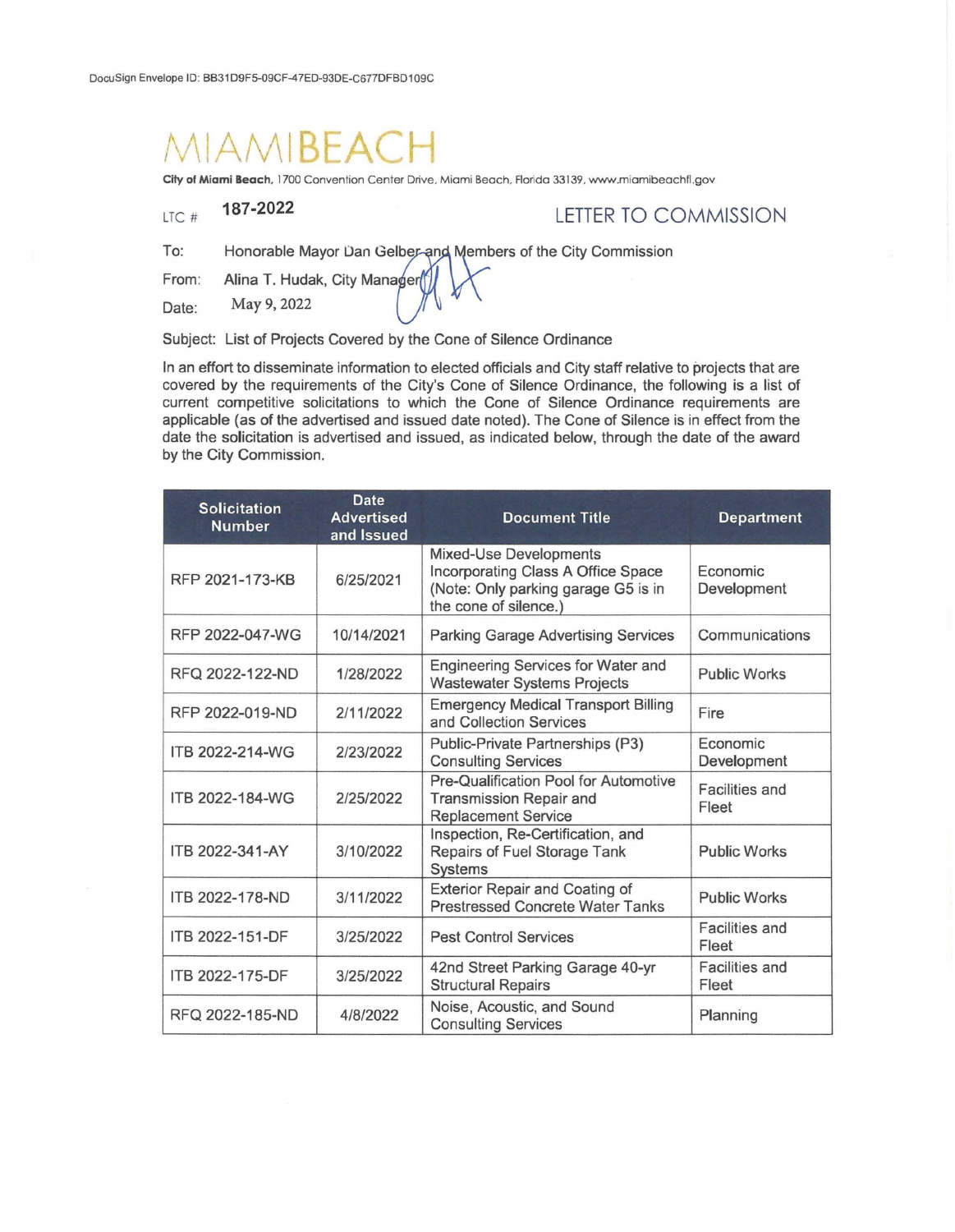DocuSign Envelope ID: BB31D9F5-09CF-47ED-93DE-C677DFBD109C

# MIAMIBEACH

**City of Miami Beach**, 1700 Convention Center Drive, Miami Beach, Florida 33139, www.miamibeachfl.gov

LTC # **187-2022**

## LETTER TO COMMISSION

To: Honorable Mayor Dan Gelber and Members of the City Commission

From: Alina T. Hudak, City Manager

Date: May 9, 2022

Subject: List of Projects Covered by the Cone of Silence Ordinance

In an effort to disseminate information to elected officials and City staff relative to projects that are covered by the requirements of the City's Cone of Silence Ordinance, the following is a list of current competitive solicitations to which the Cone of Silence Ordinance requirements are applicable (as of the advertised and issued date noted). The Cone of Silence is in effect from the date the solicitation is advertised and issued, as indicated below, through the date of the award by the City Commission.

| Solicitation Number | Date Advertised and Issued | Document Title | Department |
|---|---|---|---|
| RFP 2021-173-KB | 6/25/2021 | Mixed-Use Developments Incorporating Class A Office Space (Note: Only parking garage G5 is in the cone of silence.) | Economic Development |
| RFP 2022-047-WG | 10/14/2021 | Parking Garage Advertising Services | Communications |
| RFQ 2022-122-ND | 1/28/2022 | Engineering Services for Water and Wastewater Systems Projects | Public Works |
| RFP 2022-019-ND | 2/11/2022 | Emergency Medical Transport Billing and Collection Services | Fire |
| ITB 2022-214-WG | 2/23/2022 | Public-Private Partnerships (P3) Consulting Services | Economic Development |
| ITB 2022-184-WG | 2/25/2022 | Pre-Qualification Pool for Automotive Transmission Repair and Replacement Service | Facilities and Fleet |
| ITB 2022-341-AY | 3/10/2022 | Inspection, Re-Certification, and Repairs of Fuel Storage Tank Systems | Public Works |
| ITB 2022-178-ND | 3/11/2022 | Exterior Repair and Coating of Prestressed Concrete Water Tanks | Public Works |
| ITB 2022-151-DF | 3/25/2022 | Pest Control Services | Facilities and Fleet |
| ITB 2022-175-DF | 3/25/2022 | 42nd Street Parking Garage 40-yr Structural Repairs | Facilities and Fleet |
| RFQ 2022-185-ND | 4/8/2022 | Noise, Acoustic, and Sound Consulting Services | Planning |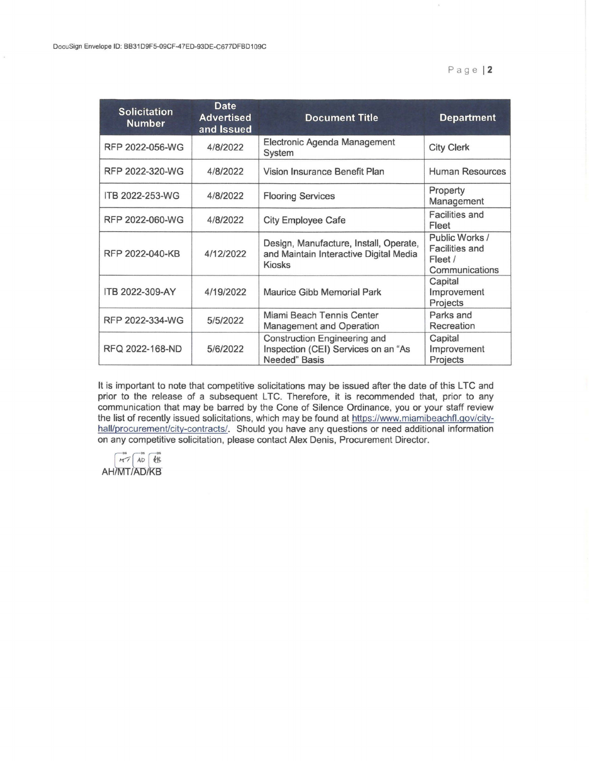| Solicitation Number | Date Advertised and Issued | Document Title | Department |
|---|---|---|---|
| RFP 2022-056-WG | 4/8/2022 | Electronic Agenda Management System | City Clerk |
| RFP 2022-320-WG | 4/8/2022 | Vision Insurance Benefit Plan | Human Resources |
| ITB 2022-253-WG | 4/8/2022 | Flooring Services | Property Management |
| RFP 2022-060-WG | 4/8/2022 | City Employee Cafe | Facilities and Fleet |
| RFP 2022-040-KB | 4/12/2022 | Design, Manufacture, Install, Operate, and Maintain Interactive Digital Media Kiosks | Public Works / Facilities and Fleet / Communications |
| ITB 2022-309-AY | 4/19/2022 | Maurice Gibb Memorial Park | Capital Improvement Projects |
| RFP 2022-334-WG | 5/5/2022 | Miami Beach Tennis Center Management and Operation | Parks and Recreation |
| RFQ 2022-168-ND | 5/6/2022 | Construction Engineering and Inspection (CEI) Services on an "As Needed" Basis | Capital Improvement Projects |

It is important to note that competitive solicitations may be issued after the date of this LTC and prior to the release of a subsequent LTC. Therefore, it is recommended that, prior to any communication that may be barred by the Cone of Silence Ordinance, you or your staff review the list of recently issued solicitations, which may be found at https://www.miamibeachfl.gov/city-hall/procurement/city-contracts/. Should you have any questions or need additional information on any competitive solicitation, please contact Alex Denis, Procurement Director.

AH/MT/AD/KB